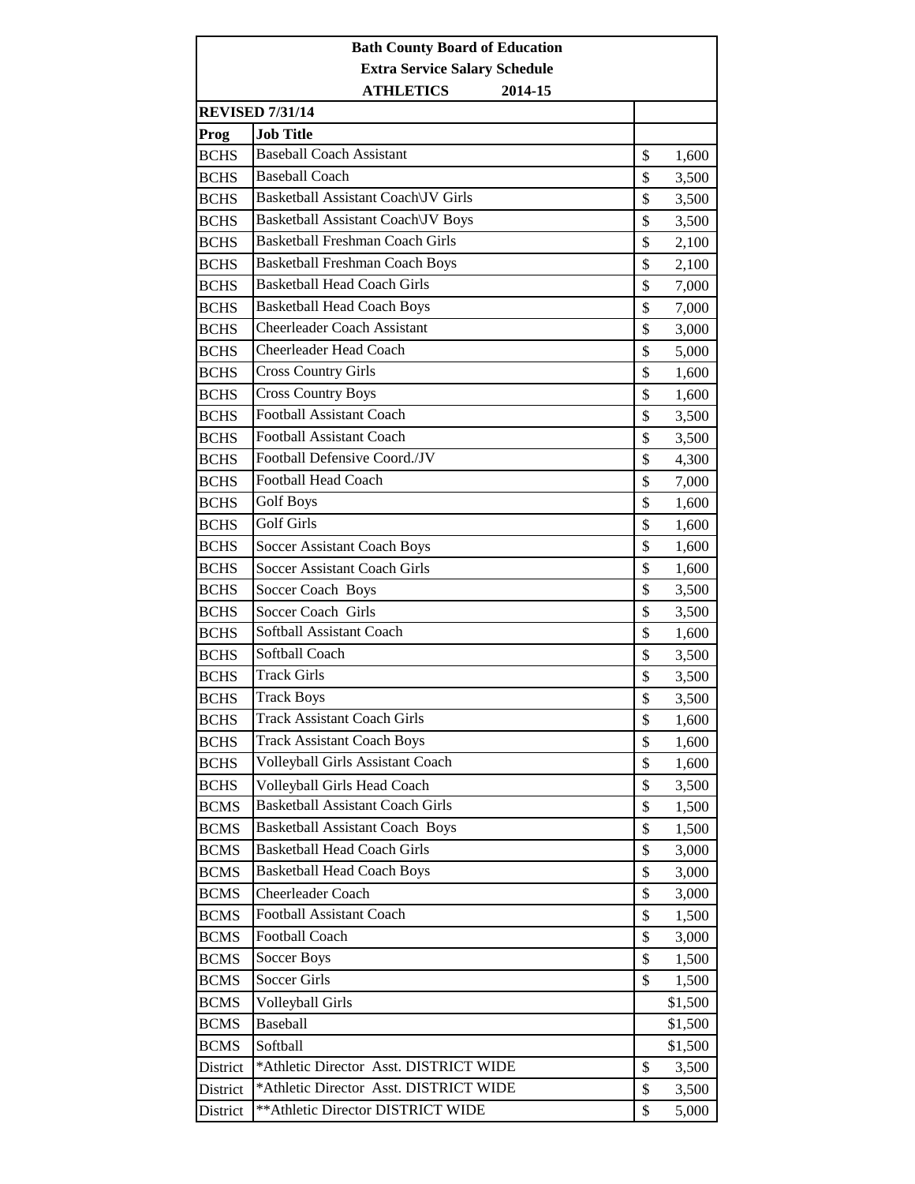**Bath County Board of Education**

**Extra Service Salary Schedule**

**ATHLETICS 2014-15**

**REVISED 7/31/14**

| Prog | Job Title | |
|---|---|---|
| BCHS | Baseball Coach Assistant | $ 1,600 |
| BCHS | Baseball Coach | $ 3,500 |
| BCHS | Basketball Assistant Coach\JV Girls | $ 3,500 |
| BCHS | Basketball Assistant Coach\JV Boys | $ 3,500 |
| BCHS | Basketball Freshman Coach Girls | $ 2,100 |
| BCHS | Basketball Freshman Coach Boys | $ 2,100 |
| BCHS | Basketball Head Coach Girls | $ 7,000 |
| BCHS | Basketball Head Coach Boys | $ 7,000 |
| BCHS | Cheerleader Coach Assistant | $ 3,000 |
| BCHS | Cheerleader Head Coach | $ 5,000 |
| BCHS | Cross Country Girls | $ 1,600 |
| BCHS | Cross Country Boys | $ 1,600 |
| BCHS | Football Assistant Coach | $ 3,500 |
| BCHS | Football Assistant Coach | $ 3,500 |
| BCHS | Football Defensive Coord./JV | $ 4,300 |
| BCHS | Football Head Coach | $ 7,000 |
| BCHS | Golf Boys | $ 1,600 |
| BCHS | Golf Girls | $ 1,600 |
| BCHS | Soccer Assistant Coach Boys | $ 1,600 |
| BCHS | Soccer Assistant Coach Girls | $ 1,600 |
| BCHS | Soccer Coach Boys | $ 3,500 |
| BCHS | Soccer Coach Girls | $ 3,500 |
| BCHS | Softball Assistant Coach | $ 1,600 |
| BCHS | Softball Coach | $ 3,500 |
| BCHS | Track Girls | $ 3,500 |
| BCHS | Track Boys | $ 3,500 |
| BCHS | Track Assistant Coach Girls | $ 1,600 |
| BCHS | Track Assistant Coach Boys | $ 1,600 |
| BCHS | Volleyball Girls Assistant Coach | $ 1,600 |
| BCHS | Volleyball Girls Head Coach | $ 3,500 |
| BCMS | Basketball Assistant Coach Girls | $ 1,500 |
| BCMS | Basketball Assistant Coach Boys | $ 1,500 |
| BCMS | Basketball Head Coach Girls | $ 3,000 |
| BCMS | Basketball Head Coach Boys | $ 3,000 |
| BCMS | Cheerleader Coach | $ 3,000 |
| BCMS | Football Assistant Coach | $ 1,500 |
| BCMS | Football Coach | $ 3,000 |
| BCMS | Soccer Boys | $ 1,500 |
| BCMS | Soccer Girls | $ 1,500 |
| BCMS | Volleyball Girls | $1,500 |
| BCMS | Baseball | $1,500 |
| BCMS | Softball | $1,500 |
| District | *Athletic Director Asst. DISTRICT WIDE | $ 3,500 |
| District | *Athletic Director Asst. DISTRICT WIDE | $ 3,500 |
| District | **Athletic Director DISTRICT WIDE | $ 5,000 |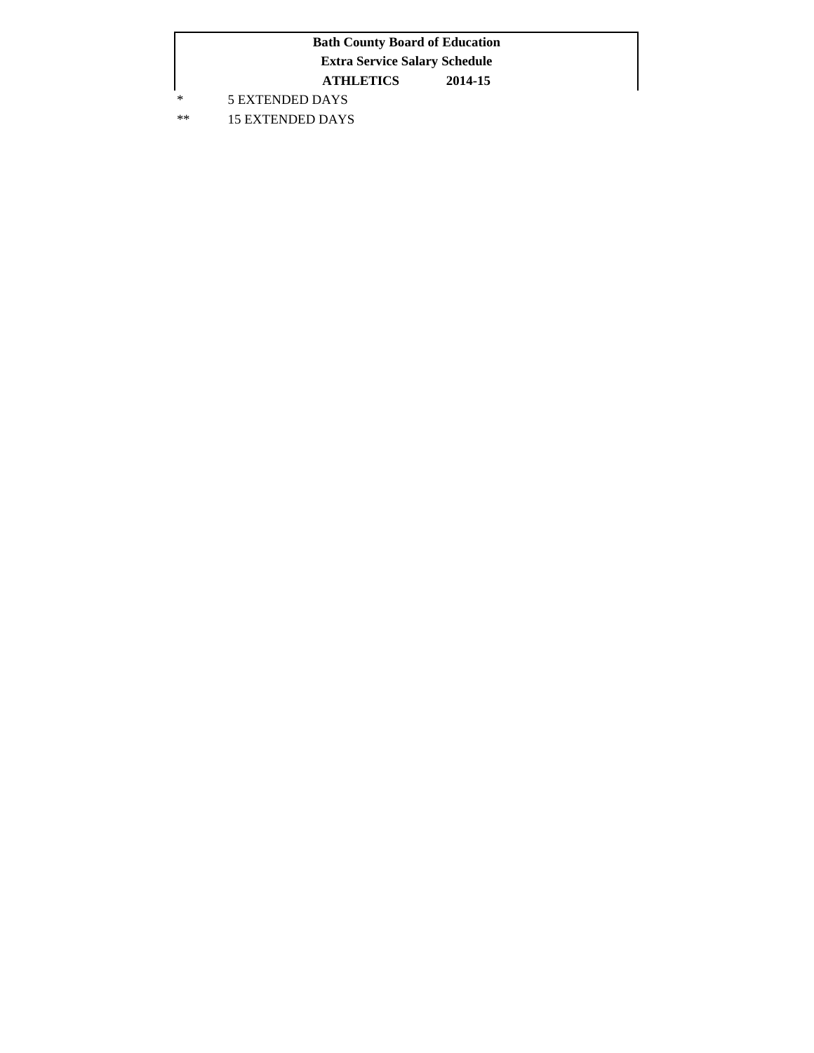**Bath County Board of Education**

**Extra Service Salary Schedule**

**ATHLETICS 2014-15**

| | |
|---|---|
| * | 5 EXTENDED DAYS |
| ** | 15 EXTENDED DAYS |